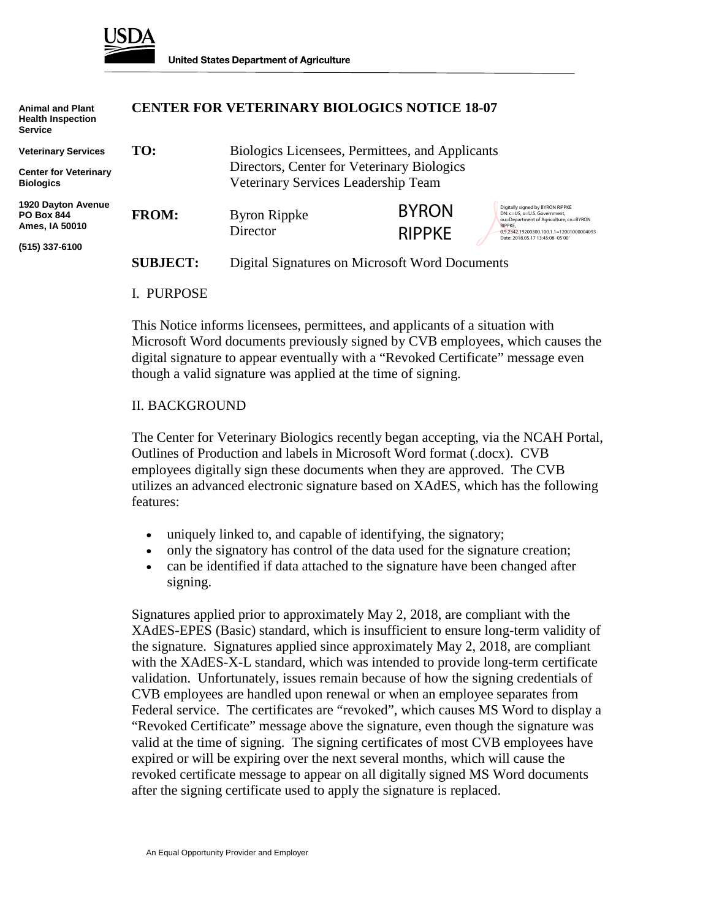USDA

United States Department of Agriculture

Animal and Plant Health Inspection Service

Veterinary Services

Center for Veterinary Biologics

1920 Dayton Avenue
PO Box 844
Ames, IA 50010

(515) 337-6100

# CENTER FOR VETERINARY BIOLOGICS NOTICE 18-07

**TO:** Biologics Licensees, Permittees, and Applicants
Directors, Center for Veterinary Biologics
Veterinary Services Leadership Team

**FROM:** Byron Rippke
Director

BYRON RIPPKE

Digitally signed by BYRON RIPPKE
DN: c=US, o=U.S. Government, ou=Department of Agriculture, cn=BYRON RIPPKE, 0.9.2342.19200300.100.1.1=12001000004093
Date: 2018.05.17 13:45:08 -05'00'

**SUBJECT:** Digital Signatures on Microsoft Word Documents

## I. PURPOSE

This Notice informs licensees, permittees, and applicants of a situation with Microsoft Word documents previously signed by CVB employees, which causes the digital signature to appear eventually with a "Revoked Certificate" message even though a valid signature was applied at the time of signing.

## II. BACKGROUND

The Center for Veterinary Biologics recently began accepting, via the NCAH Portal, Outlines of Production and labels in Microsoft Word format (.docx). CVB employees digitally sign these documents when they are approved. The CVB utilizes an advanced electronic signature based on XAdES, which has the following features:

- uniquely linked to, and capable of identifying, the signatory;
- only the signatory has control of the data used for the signature creation;
- can be identified if data attached to the signature have been changed after signing.

Signatures applied prior to approximately May 2, 2018, are compliant with the XAdES-EPES (Basic) standard, which is insufficient to ensure long-term validity of the signature. Signatures applied since approximately May 2, 2018, are compliant with the XAdES-X-L standard, which was intended to provide long-term certificate validation. Unfortunately, issues remain because of how the signing credentials of CVB employees are handled upon renewal or when an employee separates from Federal service. The certificates are "revoked", which causes MS Word to display a "Revoked Certificate" message above the signature, even though the signature was valid at the time of signing. The signing certificates of most CVB employees have expired or will be expiring over the next several months, which will cause the revoked certificate message to appear on all digitally signed MS Word documents after the signing certificate used to apply the signature is replaced.

An Equal Opportunity Provider and Employer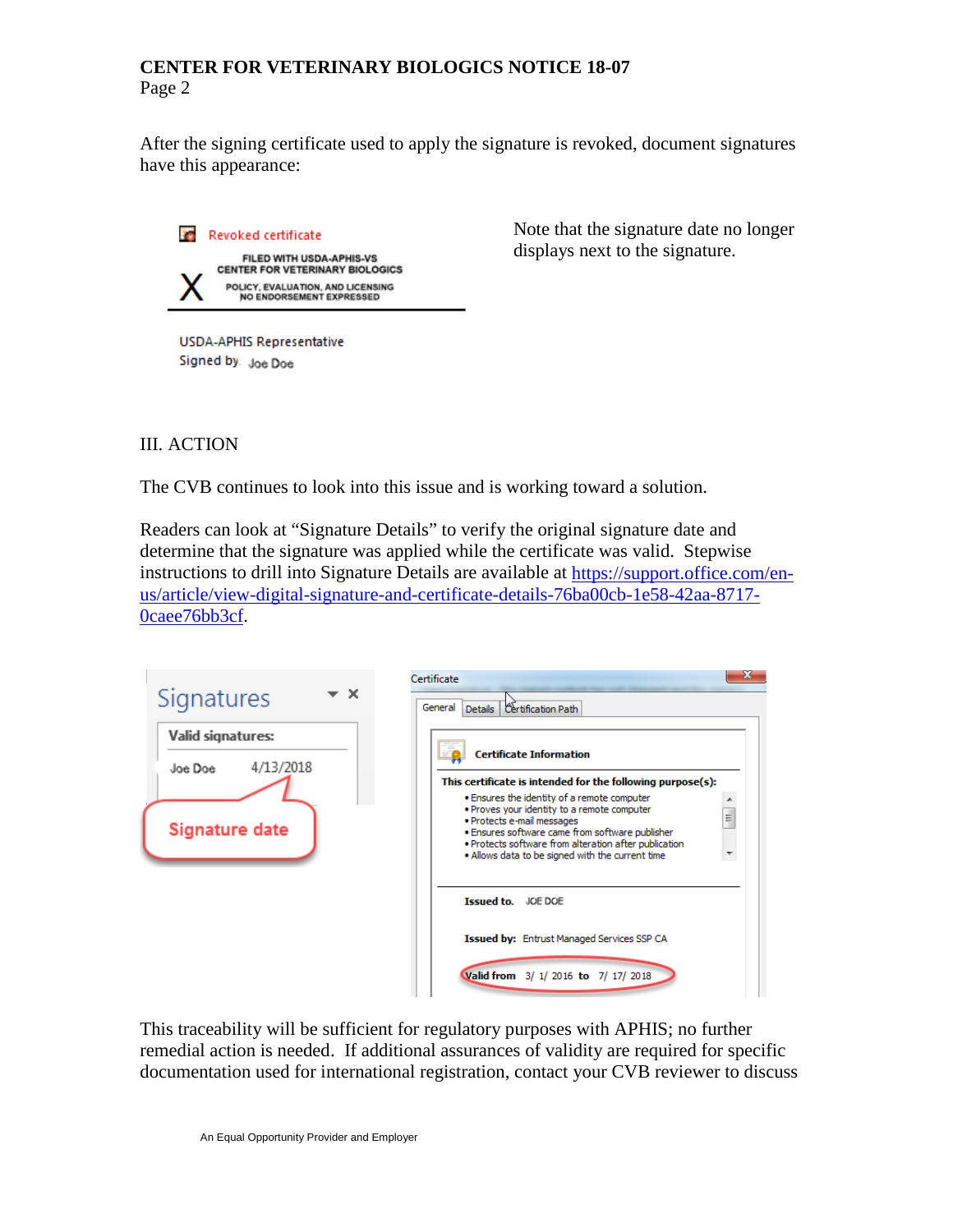After the signing certificate used to apply the signature is revoked, document signatures have this appearance:

Revoked certificate

FILED WITH USDA-APHIS-VS
CENTER FOR VETERINARY BIOLOGICS

X POLICY, EVALUATION, AND LICENSING
NO ENDORSEMENT EXPRESSED

USDA-APHIS Representative
Signed by: Joe Doe

Note that the signature date no longer displays next to the signature.

## III. ACTION

The CVB continues to look into this issue and is working toward a solution.

Readers can look at "Signature Details" to verify the original signature date and determine that the signature was applied while the certificate was valid. Stepwise instructions to drill into Signature Details are available at https://support.office.com/en-us/article/view-digital-signature-and-certificate-details-76ba00cb-1e58-42aa-8717-0caee76bb3cf.

Signatures

Valid signatures:

Joe Doe 4/13/2018

Signature date

Certificate

General | Details | Certification Path

Certificate Information

This certificate is intended for the following purpose(s):

- Ensures the identity of a remote computer
- Proves your identity to a remote computer
- Protects e-mail messages
- Ensures software came from software publisher
- Protects software from alteration after publication
- Allows data to be signed with the current time

Issued to: JOE DOE

Issued by: Entrust Managed Services SSP CA

Valid from 3/ 1/ 2016 to 7/ 17/ 2018

This traceability will be sufficient for regulatory purposes with APHIS; no further remedial action is needed. If additional assurances of validity are required for specific documentation used for international registration, contact your CVB reviewer to discuss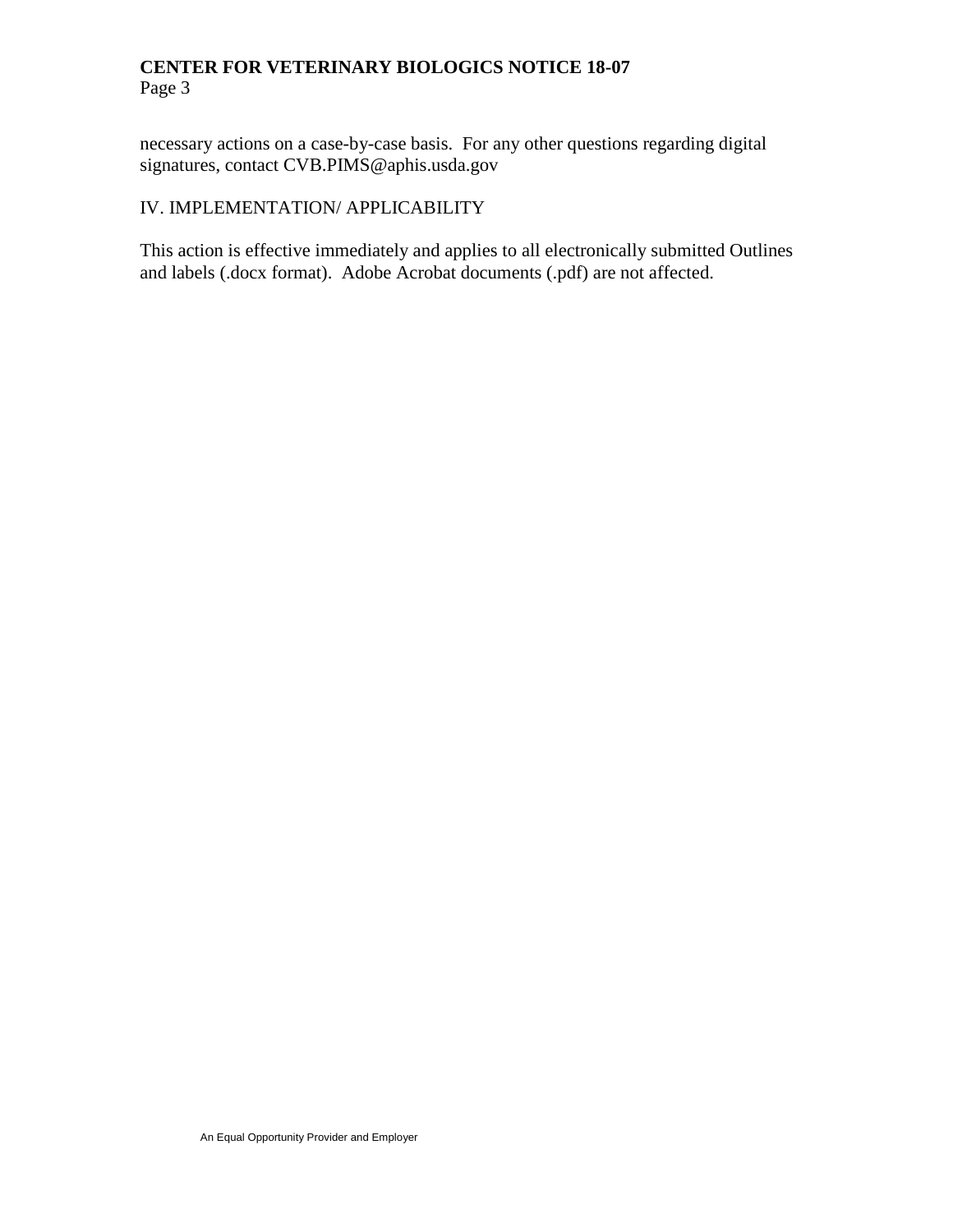necessary actions on a case-by-case basis. For any other questions regarding digital signatures, contact CVB.PIMS@aphis.usda.gov

## IV. IMPLEMENTATION/ APPLICABILITY

This action is effective immediately and applies to all electronically submitted Outlines and labels (.docx format). Adobe Acrobat documents (.pdf) are not affected.